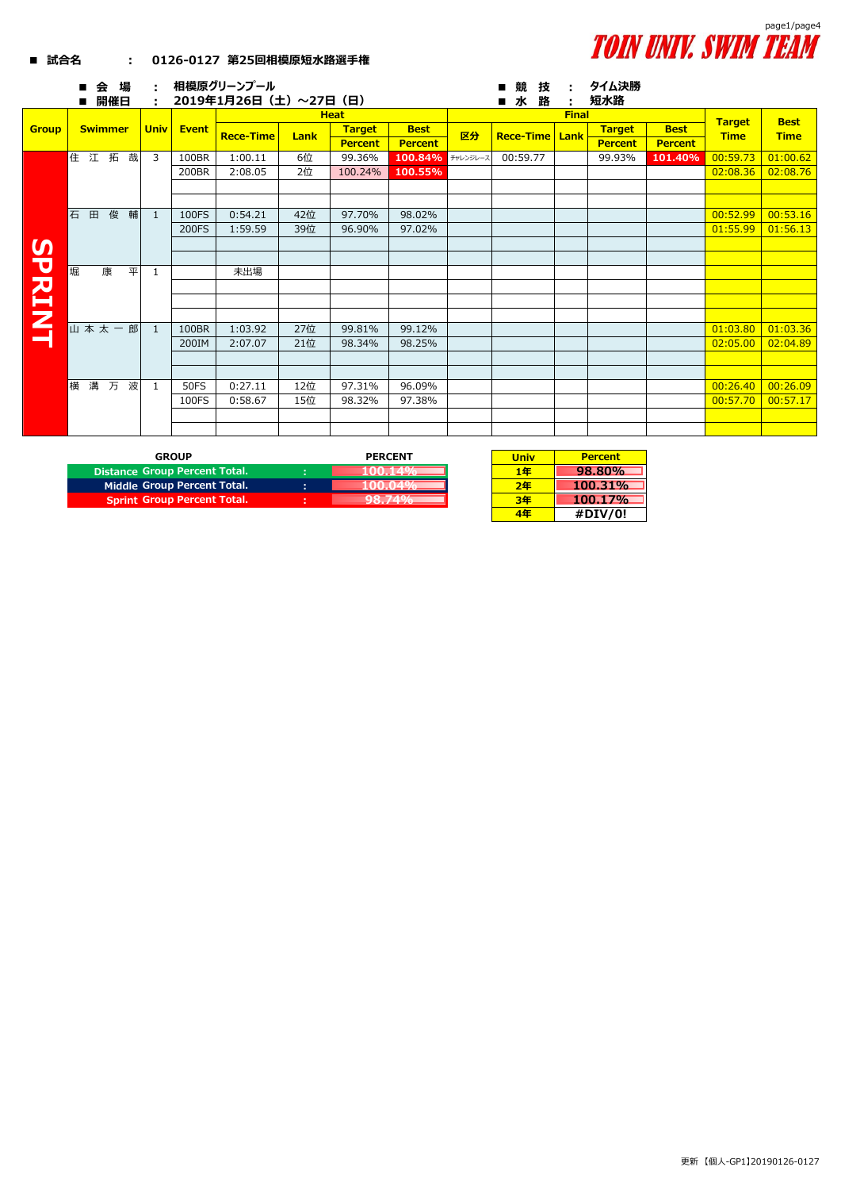■ 試合名　：　0126-0127 第25回相模原短水路選手権

TOIN UNIV. SWIM TEAM

■ 会　場　：　相模原グリーンプール
■ 開催日　：　2019年1月26日（土）～27日（日）

■ 競　技　：　タイム決勝
■ 水　路　：　短水路

| Group | Swimmer | Univ | Event | Heat | | | | Final | | | | | Target Time | Best Time |
|---|---|---|---|---|---|---|---|---|---|---|---|---|---|---|
| | | | | Rece-Time | Lank | Target Percent | Best Percent | 区分 | Rece-Time | Lank | Target Percent | Best Percent | | |
| SPRINT | 住江拓哉 | 3 | 100BR | 1:00.11 | 6位 | 99.36% | 100.84% | ﾁｬﾚﾝｼﾞﾚｰｽ | 00:59.77 | | 99.93% | 101.40% | 00:59.73 | 01:00.62 |
| | | | 200BR | 2:08.05 | 2位 | 100.24% | 100.55% | | | | | | 02:08.36 | 02:08.76 |
| | 石田俊輔 | 1 | 100FS | 0:54.21 | 42位 | 97.70% | 98.02% | | | | | | 00:52.99 | 00:53.16 |
| | | | 200FS | 1:59.59 | 39位 | 96.90% | 97.02% | | | | | | 01:55.99 | 01:56.13 |
| | 堀康平 | 1 | | 未出場 | | | | | | | | | | |
| | 山本太一郎 | 1 | 100BR | 1:03.92 | 27位 | 99.81% | 99.12% | | | | | | 01:03.80 | 01:03.36 |
| | | | 200IM | 2:07.07 | 21位 | 98.34% | 98.25% | | | | | | 02:05.00 | 02:04.89 |
| | 横溝万波 | 1 | 50FS | 0:27.11 | 12位 | 97.31% | 96.09% | | | | | | 00:26.40 | 00:26.09 |
| | | | 100FS | 0:58.67 | 15位 | 98.32% | 97.38% | | | | | | 00:57.70 | 00:57.17 |

| GROUP | | PERCENT |
|---|---|---|
| Distance Group Percent Total. | : | 100.14% |
| Middle Group Percent Total. | : | 100.04% |
| Sprint Group Percent Total. | : | 98.74% |

| Univ | Percent |
|---|---|
| 1年 | 98.80% |
| 2年 | 100.31% |
| 3年 | 100.17% |
| 4年 | #DIV/0! |

更新【個人-GP1】20190126-0127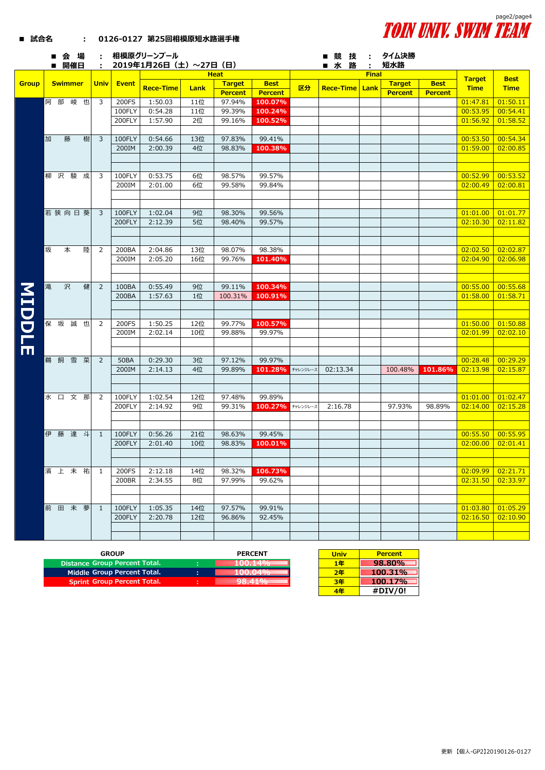TOIN UNIV. SWIM TEAM

■ 試合名　：　0126-0127 第25回相模原短水路選手権

■ 会場　：　相模原グリーンプール
■ 開催日　：　2019年1月26日（土）～27日（日）

■ 競技　：　タイム決勝
■ 水路　：　短水路

| Group | Swimmer | Univ | Event | Heat | | | | Final | | | | | Target Time | Best Time |
|---|---|---|---|---|---|---|---|---|---|---|---|---|---|---|
| | | | | Rece-Time | Lank | Target Percent | Best Percent | 区分 | Rece-Time | Lank | Target Percent | Best Percent | | |
| MIDDLE | 阿部峻也 | 3 | 200FS | 1:50.03 | 11位 | 97.94% | 100.07% | | | | | | 01:47.81 | 01:50.11 |
| | | | 100FLY | 0:54.28 | 11位 | 99.39% | 100.24% | | | | | | 00:53.95 | 00:54.41 |
| | | | 200FLY | 1:57.90 | 2位 | 99.16% | 100.52% | | | | | | 01:56.92 | 01:58.52 |
| | 加藤樹 | 3 | 100FLY | 0:54.66 | 13位 | 97.83% | 99.41% | | | | | | 00:53.50 | 00:54.34 |
| | | | 200IM | 2:00.39 | 4位 | 98.83% | 100.38% | | | | | | 01:59.00 | 02:00.85 |
| | 柳沢駿成 | 3 | 100FLY | 0:53.75 | 6位 | 98.57% | 99.57% | | | | | | 00:52.99 | 00:53.52 |
| | | | 200IM | 2:01.00 | 6位 | 99.58% | 99.84% | | | | | | 02:00.49 | 02:00.81 |
| | 若狭向日葵 | 3 | 100FLY | 1:02.04 | 9位 | 98.30% | 99.56% | | | | | | 01:01.00 | 01:01.77 |
| | | | 200FLY | 2:12.39 | 5位 | 98.40% | 99.57% | | | | | | 02:10.30 | 02:11.82 |
| | 坂本陸 | 2 | 200BA | 2:04.86 | 13位 | 98.07% | 98.38% | | | | | | 02:02.50 | 02:02.87 |
| | | | 200IM | 2:05.20 | 16位 | 99.76% | 101.40% | | | | | | 02:04.90 | 02:06.98 |
| | 滝沢健 | 2 | 100BA | 0:55.49 | 9位 | 99.11% | 100.34% | | | | | | 00:55.00 | 00:55.68 |
| | | | 200BA | 1:57.63 | 1位 | 100.31% | 100.91% | | | | | | 01:58.00 | 01:58.71 |
| | 保坂誠也 | 2 | 200FS | 1:50.25 | 12位 | 99.77% | 100.57% | | | | | | 01:50.00 | 01:50.88 |
| | | | 200IM | 2:02.14 | 10位 | 99.88% | 99.97% | | | | | | 02:01.99 | 02:02.10 |
| | 鵜飼雪菜 | 2 | 50BA | 0:29.30 | 3位 | 97.12% | 99.97% | | | | | | 00:28.48 | 00:29.29 |
| | | | 200IM | 2:14.13 | 4位 | 99.89% | 101.28% | ﾁｬﾚﾝｼﾞﾚｰｽ | 02:13.34 | | 100.48% | 101.86% | 02:13.98 | 02:15.87 |
| | 水口文那 | 2 | 100FLY | 1:02.54 | 12位 | 97.48% | 99.89% | | | | | | 01:01.00 | 01:02.47 |
| | | | 200FLY | 2:14.92 | 9位 | 99.31% | 100.27% | ﾁｬﾚﾝｼﾞﾚｰｽ | 2:16.78 | | 97.93% | 98.89% | 02:14.00 | 02:15.28 |
| | 伊藤達斗 | 1 | 100FLY | 0:56.26 | 21位 | 98.63% | 99.45% | | | | | | 00:55.50 | 00:55.95 |
| | | | 200FLY | 2:01.40 | 10位 | 98.83% | 100.01% | | | | | | 02:00.00 | 02:01.41 |
| | 濱上未祐 | 1 | 200FS | 2:12.18 | 14位 | 98.32% | 106.73% | | | | | | 02:09.99 | 02:21.71 |
| | | | 200BR | 2:34.55 | 8位 | 97.99% | 99.62% | | | | | | 02:31.50 | 02:33.97 |
| | 前田未夢 | 1 | 100FLY | 1:05.35 | 14位 | 97.57% | 99.91% | | | | | | 01:03.80 | 01:05.29 |
| | | | 200FLY | 2:20.78 | 12位 | 96.86% | 92.45% | | | | | | 02:16.50 | 02:10.90 |

| GROUP | | PERCENT |
|---|---|---|
| Distance Group Percent Total. | : | 100.14% |
| Middle Group Percent Total. | : | 100.04% |
| Sprint Group Percent Total. | : | 98.41% |

| Univ | Percent |
|---|---|
| 1年 | 98.80% |
| 2年 | 100.31% |
| 3年 | 100.17% |
| 4年 | #DIV/0! |

更新 【個人-GP2】20190126-0127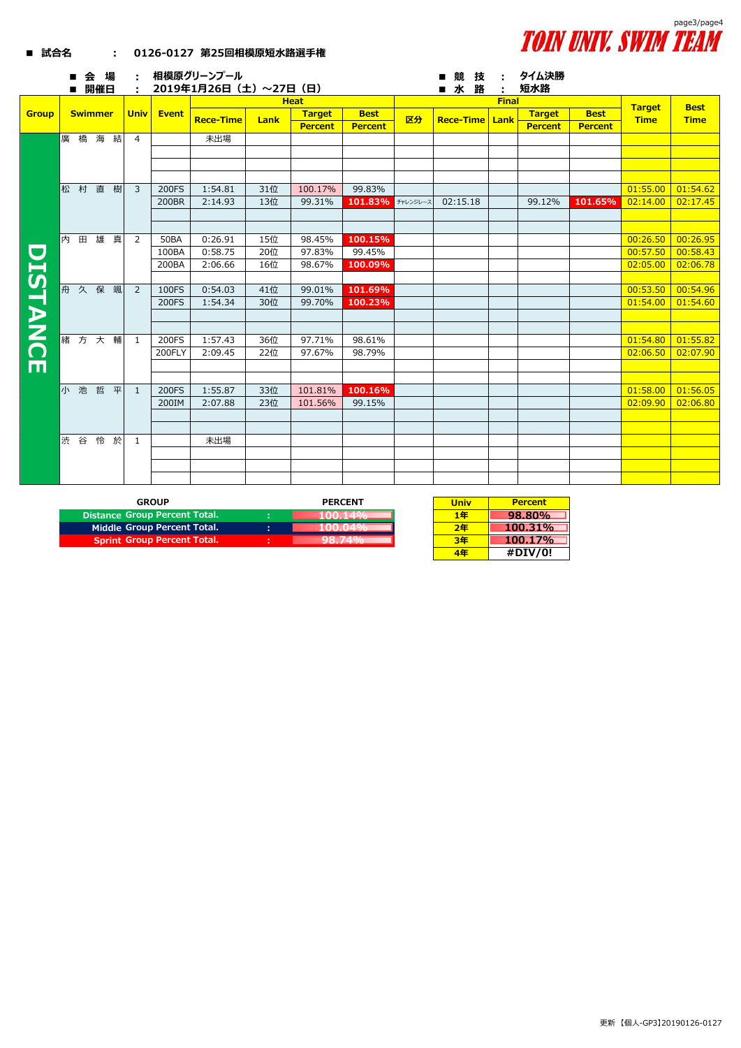■ 試合名　：　0126-0127 第25回相模原短水路選手権

TOIN UNIV. SWIM TEAM

■ 会 場　：　相模原グリーンプール
■ 開催日　：　2019年1月26日（土）～27日（日）

■ 競 技　：　タイム決勝
■ 水 路　：　短水路

| Group | Swimmer | Univ | Event | Heat | | | | Final | | | | | Target Time | Best Time |
|---|---|---|---|---|---|---|---|---|---|---|---|---|---|---|
| | | | | Rece-Time | Lank | Target Percent | Best Percent | 区分 | Rece-Time | Lank | Target Percent | Best Percent | | |
| DISTANCE | 廣 橋 海 結 | 4 | | 未出場 | | | | | | | | | | |
| | 松 村 直 樹 | 3 | 200FS | 1:54.81 | 31位 | 100.17% | 99.83% | | | | | | 01:55.00 | 01:54.62 |
| | | | 200BR | 2:14.93 | 13位 | 99.31% | 101.83% | ﾁｬﾚﾝｼﾞﾚｰｽ | 02:15.18 | | 99.12% | 101.65% | 02:14.00 | 02:17.45 |
| | 内 田 雄 真 | 2 | 50BA | 0:26.91 | 15位 | 98.45% | 100.15% | | | | | | 00:26.50 | 00:26.95 |
| | | | 100BA | 0:58.75 | 20位 | 97.83% | 99.45% | | | | | | 00:57.50 | 00:58.43 |
| | | | 200BA | 2:06.66 | 16位 | 98.67% | 100.09% | | | | | | 02:05.00 | 02:06.78 |
| | 舟 久 保 颯 | 2 | 100FS | 0:54.03 | 41位 | 99.01% | 101.69% | | | | | | 00:53.50 | 00:54.96 |
| | | | 200FS | 1:54.34 | 30位 | 99.70% | 100.23% | | | | | | 01:54.00 | 01:54.60 |
| | 緒 方 大 輔 | 1 | 200FS | 1:57.43 | 36位 | 97.71% | 98.61% | | | | | | 01:54.80 | 01:55.82 |
| | | | 200FLY | 2:09.45 | 22位 | 97.67% | 98.79% | | | | | | 02:06.50 | 02:07.90 |
| | 小 池 哲 平 | 1 | 200FS | 1:55.87 | 33位 | 101.81% | 100.16% | | | | | | 01:58.00 | 01:56.05 |
| | | | 200IM | 2:07.88 | 23位 | 101.56% | 99.15% | | | | | | 02:09.90 | 02:06.80 |
| | 渋 谷 怜 於 | 1 | | 未出場 | | | | | | | | | | |

| GROUP | | PERCENT |
|---|---|---|
| Distance Group Percent Total. | : | 100.14% |
| Middle Group Percent Total. | : | 100.04% |
| Sprint Group Percent Total. | : | 98.74% |

| Univ | Percent |
|---|---|
| 1年 | 98.80% |
| 2年 | 100.31% |
| 3年 | 100.17% |
| 4年 | #DIV/0! |

更新【個人-GP3】20190126-0127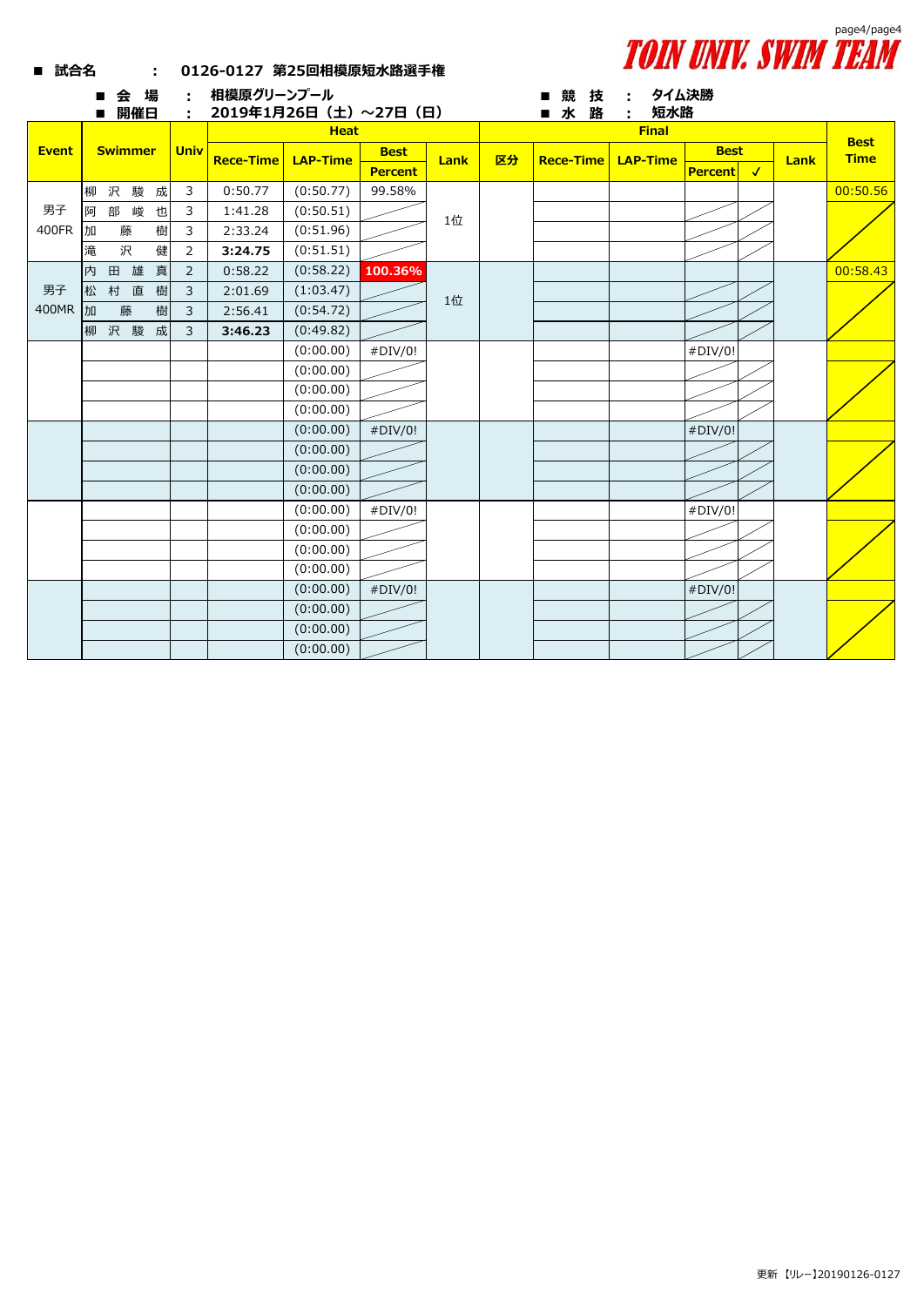**TOIN UNIV. SWIM TEAM**

■ 試合名 ： 0126-0127 第25回相模原短水路選手権

■ 会 場 ： 相模原グリーンプール　　■ 競 技 ： タイム決勝

■ 開催日 ： 2019年1月26日（土）～27日（日）　　■ 水 路 ： 短水路

| Event | Swimmer | Univ | Heat | | | | Final | | | | | | Best Time |
|---|---|---|---|---|---|---|---|---|---|---|---|---|---|
| | | | Rece-Time | LAP-Time | Best Percent | Lank | 区分 | Rece-Time | LAP-Time | Best Percent | ✓ | Lank | |
| 男子 400FR | 柳沢駿成 | 3 | 0:50.77 | (0:50.77) | 99.58% | 1位 | | | | | | | 00:50.56 |
| | 阿部峻也 | 3 | 1:41.28 | (0:50.51) | | | | | | | | | |
| | 加藤樹 | 3 | 2:33.24 | (0:51.96) | | | | | | | | | |
| | 滝沢健 | 2 | **3:24.75** | (0:51.51) | | | | | | | | | |
| 男子 400MR | 内田雄真 | 2 | 0:58.22 | (0:58.22) | 100.36% | 1位 | | | | | | | 00:58.43 |
| | 松村直樹 | 3 | 2:01.69 | (1:03.47) | | | | | | | | | |
| | 加藤樹 | 3 | 2:56.41 | (0:54.72) | | | | | | | | | |
| | 柳沢駿成 | 3 | **3:46.23** | (0:49.82) | | | | | | | | | |
| | | | | (0:00.00) | #DIV/0! | | | | | #DIV/0! | | | |
| | | | | (0:00.00) | | | | | | | | | |
| | | | | (0:00.00) | | | | | | | | | |
| | | | | (0:00.00) | | | | | | | | | |
| | | | | (0:00.00) | #DIV/0! | | | | | #DIV/0! | | | |
| | | | | (0:00.00) | | | | | | | | | |
| | | | | (0:00.00) | | | | | | | | | |
| | | | | (0:00.00) | | | | | | | | | |
| | | | | (0:00.00) | #DIV/0! | | | | | #DIV/0! | | | |
| | | | | (0:00.00) | | | | | | | | | |
| | | | | (0:00.00) | | | | | | | | | |
| | | | | (0:00.00) | | | | | | | | | |
| | | | | (0:00.00) | #DIV/0! | | | | | #DIV/0! | | | |
| | | | | (0:00.00) | | | | | | | | | |
| | | | | (0:00.00) | | | | | | | | | |
| | | | | (0:00.00) | | | | | | | | | |

更新【リレー】20190126-0127